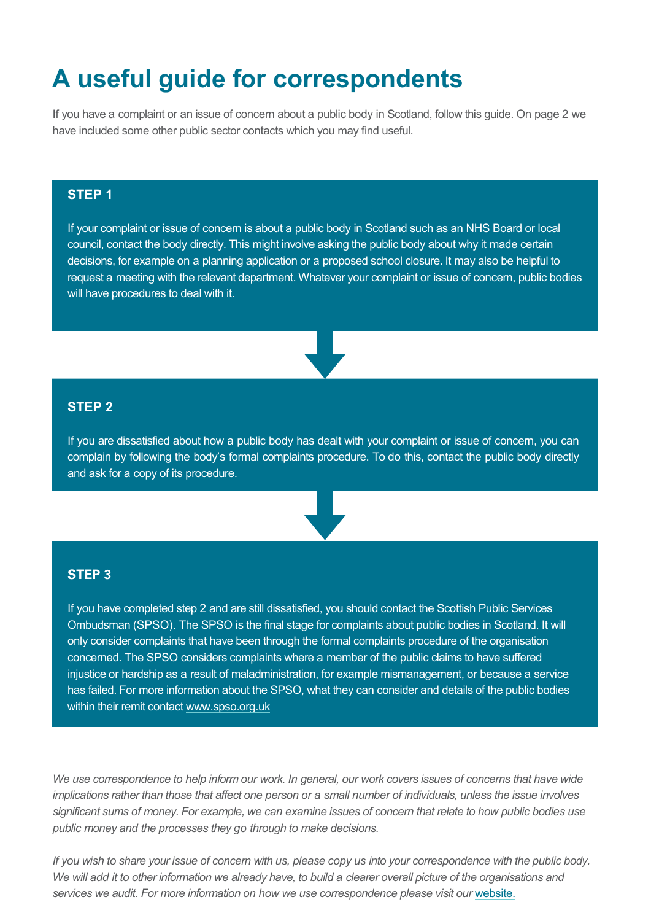# A useful guide for correspondents

If you have a complaint or an issue of concern about a public body in Scotland, follow this guide. On page 2 we have included some other public sector contacts which you may find useful.

## STEP 1

If your complaint or issue of concern is about a public body in Scotland such as an NHS Board or local council, contact the body directly. This might involve asking the public body about why it made certain decisions, for example on a planning application or a proposed school closure. It may also be helpful to request a meeting with the relevant department. Whatever your complaint or issue of concern, public bodies will have procedures to deal with it.

## STEP 2

If you are dissatisfied about how a public body has dealt with your complaint or issue of concern, you can complain by following the body's formal complaints procedure. To do this, contact the public body directly and ask for a copy of its procedure.

## STEP 3

If you have completed step 2 and are still dissatisfied, you should contact the Scottish Public Services Ombudsman (SPSO). The SPSO is the final stage for complaints about public bodies in Scotland. It will only consider complaints that have been through the formal complaints procedure of the organisation concerned. The SPSO considers complaints where a member of the public claims to have suffered injustice or hardship as a result of maladministration, for example mismanagement, or because a service has failed. For more information about the SPSO, what they can consider and details of the public bodies within their remit contact www.spso.org.uk

*We use correspondence to help inform our work. In general, our work covers issues of concerns that have wide implications rather than those that affect one person or a small number of individuals, unless the issue involves significant sums of money. For example, we can examine issues of concern that relate to how public bodies use public money and the processes they go through to make decisions.*

*If you wish to share your issue of concern with us, please copy us into your correspondence with the public body. We will add it to other information we already have, to build a clearer overall picture of the organisations and services we audit. For more information on how we use correspondence please visit our website.*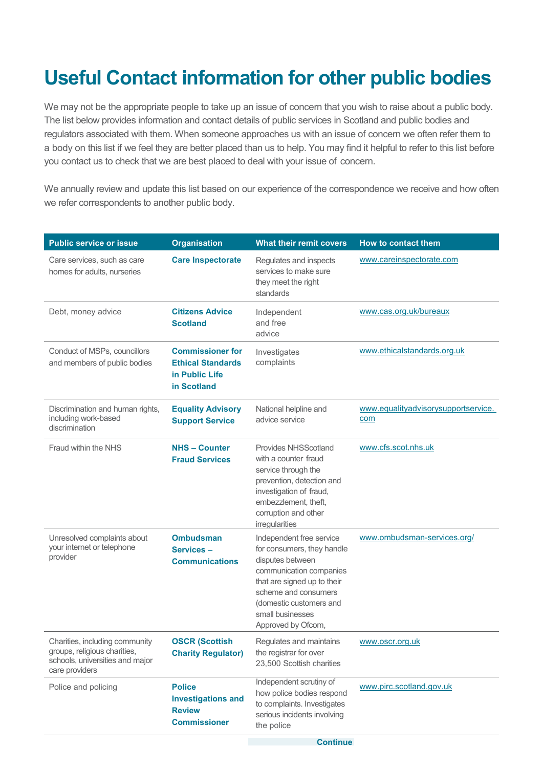# Useful Contact information for other public bodies

We may not be the appropriate people to take up an issue of concern that you wish to raise about a public body. The list below provides information and contact details of public services in Scotland and public bodies and regulators associated with them. When someone approaches us with an issue of concern we often refer them to a body on this list if we feel they are better placed than us to help. You may find it helpful to refer to this list before you contact us to check that we are best placed to deal with your issue of concern.

We annually review and update this list based on our experience of the correspondence we receive and how often we refer correspondents to another public body.

| Public service or issue | Organisation | What their remit covers | How to contact them |
|---|---|---|---|
| Care services, such as care homes for adults, nurseries | **Care Inspectorate** | Regulates and inspects services to make sure they meet the right standards | www.careinspectorate.com |
| Debt, money advice | **Citizens Advice Scotland** | Independent and free advice | www.cas.org.uk/bureaux |
| Conduct of MSPs, councillors and members of public bodies | **Commissioner for Ethical Standards in Public Life in Scotland** | Investigates complaints | www.ethicalstandards.org.uk |
| Discrimination and human rights, including work-based discrimination | **Equality Advisory Support Service** | National helpline and advice service | www.equalityadvisorysupportservice.com |
| Fraud within the NHS | **NHS – Counter Fraud Services** | Provides NHSScotland with a counter fraud service through the prevention, detection and investigation of fraud, embezzlement, theft, corruption and other irregularities | www.cfs.scot.nhs.uk |
| Unresolved complaints about your internet or telephone provider | **Ombudsman Services – Communications** | Independent free service for consumers, they handle disputes between communication companies that are signed up to their scheme and consumers (domestic customers and small businesses Approved by Ofcom, | www.ombudsman-services.org/ |
| Charities, including community groups, religious charities, schools, universities and major care providers | **OSCR (Scottish Charity Regulator)** | Regulates and maintains the registrar for over 23,500 Scottish charities | www.oscr.org.uk |
| Police and policing | **Police Investigations and Review Commissioner** | Independent scrutiny of how police bodies respond to complaints. Investigates serious incidents involving the police | www.pirc.scotland.gov.uk |

Continue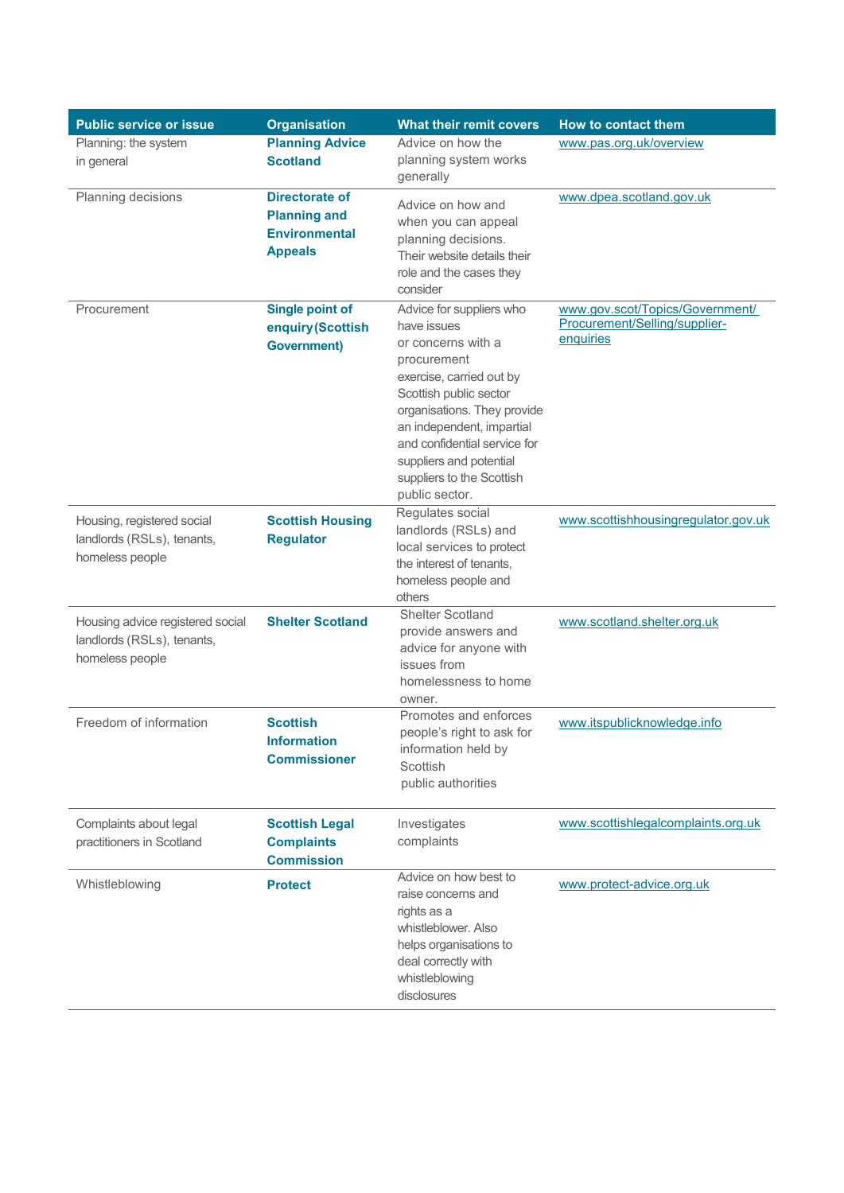| Public service or issue | Organisation | What their remit covers | How to contact them |
|---|---|---|---|
| Planning: the system in general | **Planning Advice Scotland** | Advice on how the planning system works generally | www.pas.org.uk/overview |
| Planning decisions | **Directorate of Planning and Environmental Appeals** | Advice on how and when you can appeal planning decisions. Their website details their role and the cases they consider | www.dpea.scotland.gov.uk |
| Procurement | **Single point of enquiry (Scottish Government)** | Advice for suppliers who have issues or concerns with a procurement exercise, carried out by Scottish public sector organisations. They provide an independent, impartial and confidential service for suppliers and potential suppliers to the Scottish public sector. | www.gov.scot/Topics/Government/Procurement/Selling/supplier-enquiries |
| Housing, registered social landlords (RSLs), tenants, homeless people | **Scottish Housing Regulator** | Regulates social landlords (RSLs) and local services to protect the interest of tenants, homeless people and others | www.scottishhousingregulator.gov.uk |
| Housing advice registered social landlords (RSLs), tenants, homeless people | **Shelter Scotland** | Shelter Scotland provide answers and advice for anyone with issues from homelessness to home owner. | www.scotland.shelter.org.uk |
| Freedom of information | **Scottish Information Commissioner** | Promotes and enforces people's right to ask for information held by Scottish public authorities | www.itspublicknowledge.info |
| Complaints about legal practitioners in Scotland | **Scottish Legal Complaints Commission** | Investigates complaints | www.scottishlegalcomplaints.org.uk |
| Whistleblowing | **Protect** | Advice on how best to raise concerns and rights as a whistleblower. Also helps organisations to deal correctly with whistleblowing disclosures | www.protect-advice.org.uk |